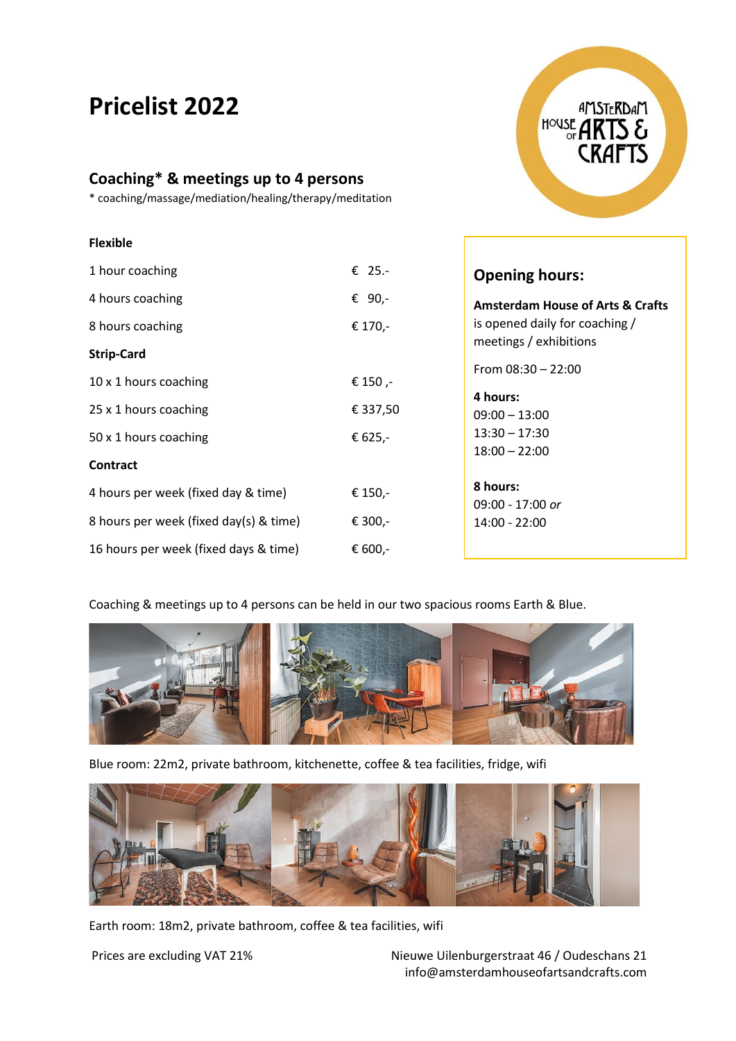# Pricelist 2022

## Coaching* & meetings up to 4 persons

* coaching/massage/mediation/healing/therapy/meditation

| **Flexible** | |
|---|---|
| 1 hour coaching | € 25.- |
| 4 hours coaching | € 90,- |
| 8 hours coaching | € 170,- |
| **Strip-Card** | |
| 10 x 1 hours coaching | € 150 ,- |
| 25 x 1 hours coaching | € 337,50 |
| 50 x 1 hours coaching | € 625,- |
| **Contract** | |
| 4 hours per week (fixed day & time) | € 150,- |
| 8 hours per week (fixed day(s) & time) | € 300,- |
| 16 hours per week (fixed days & time) | € 600,- |

### Opening hours:

**Amsterdam House of Arts & Crafts** is opened daily for coaching / meetings / exhibitions

From 08:30 – 22:00

**4 hours:**
09:00 – 13:00
13:30 – 17:30
18:00 – 22:00

**8 hours:**
09:00 - 17:00 *or*
14:00 - 22:00

Coaching & meetings up to 4 persons can be held in our two spacious rooms Earth & Blue.

Blue room: 22m2, private bathroom, kitchenette, coffee & tea facilities, fridge, wifi

Earth room: 18m2, private bathroom, coffee & tea facilities, wifi

Prices are excluding VAT 21%

Nieuwe Uilenburgerstraat 46 / Oudeschans 21
info@amsterdamhouseofartsandcrafts.com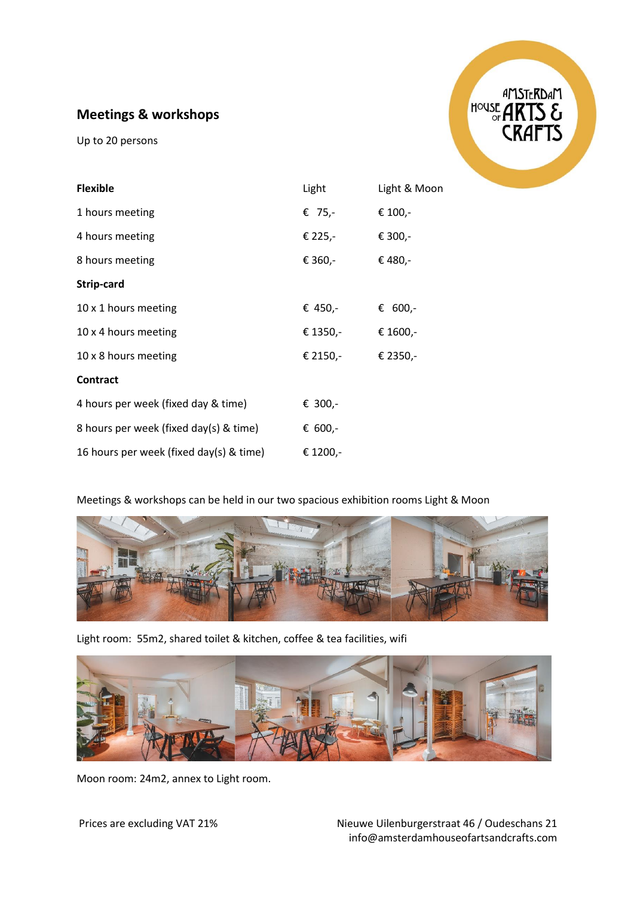## Meetings & workshops

Up to 20 persons

| **Flexible** | Light | Light & Moon |
|---|---|---|
| 1 hours meeting | € 75,- | € 100,- |
| 4 hours meeting | € 225,- | € 300,- |
| 8 hours meeting | € 360,- | € 480,- |
| **Strip-card** | | |
| 10 x 1 hours meeting | € 450,- | € 600,- |
| 10 x 4 hours meeting | € 1350,- | € 1600,- |
| 10 x 8 hours meeting | € 2150,- | € 2350,- |
| **Contract** | | |
| 4 hours per week (fixed day & time) | € 300,- | |
| 8 hours per week (fixed day(s) & time) | € 600,- | |
| 16 hours per week (fixed day(s) & time) | € 1200,- | |

Meetings & workshops can be held in our two spacious exhibition rooms Light & Moon

Light room: 55m2, shared toilet & kitchen, coffee & tea facilities, wifi

Moon room: 24m2, annex to Light room.

Prices are excluding VAT 21%

Nieuwe Uilenburgerstraat 46 / Oudeschans 21
info@amsterdamhouseofartsandcrafts.com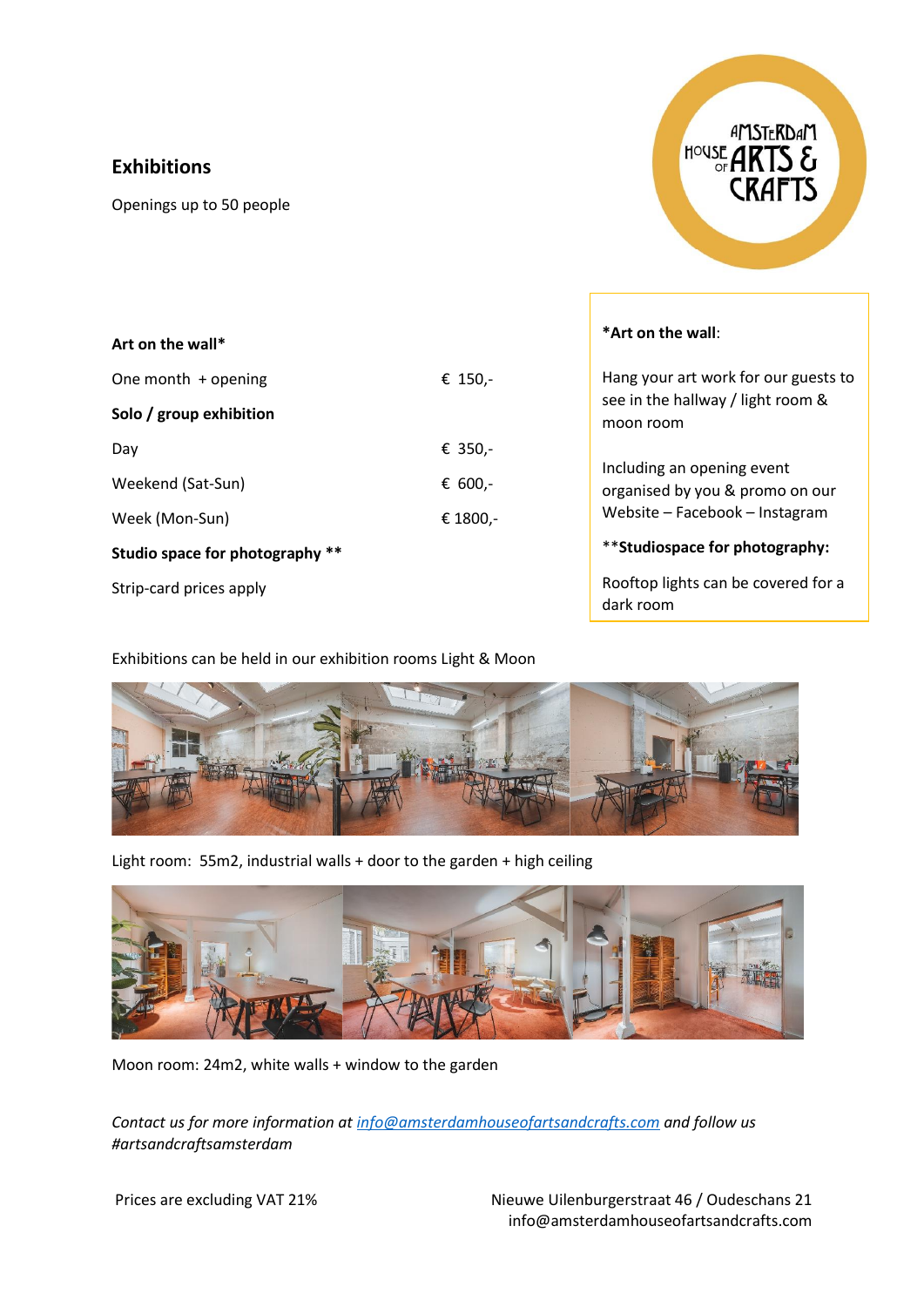## Exhibitions

Openings up to 50 people

| | |
|---|---|
| **Art on the wall*** | |
| One month + opening | € 150,- |
| **Solo / group exhibition** | |
| Day | € 350,- |
| Weekend (Sat-Sun) | € 600,- |
| Week (Mon-Sun) | € 1800,- |
| **Studio space for photography ** ** | |
| Strip-card prices apply | |

***Art on the wall**:

Hang your art work for our guests to see in the hallway / light room & moon room

Including an opening event organised by you & promo on our Website – Facebook – Instagram

****Studiospace for photography:**

Rooftop lights can be covered for a dark room

Exhibitions can be held in our exhibition rooms Light & Moon

Light room: 55m2, industrial walls + door to the garden + high ceiling

Moon room: 24m2, white walls + window to the garden

*Contact us for more information at [info@amsterdamhouseofartsandcrafts.com](mailto:info@amsterdamhouseofartsandcrafts.com) and follow us #artsandcraftsamsterdam*

Prices are excluding VAT 21%

Nieuwe Uilenburgerstraat 46 / Oudeschans 21
info@amsterdamhouseofartsandcrafts.com